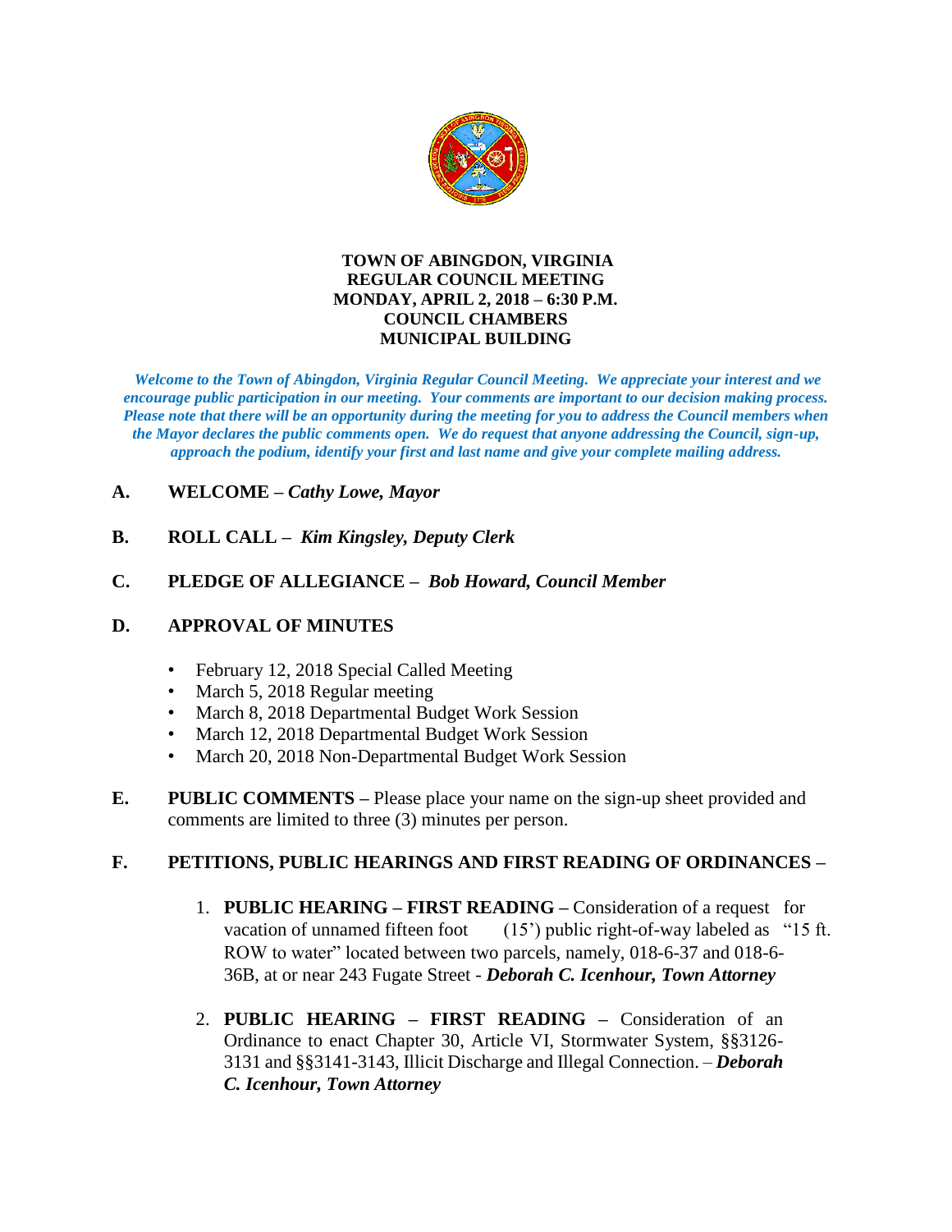**TOWN OF ABINGDON, VIRGINIA**
**REGULAR COUNCIL MEETING**
**MONDAY, APRIL 2, 2018 – 6:30 P.M.**
**COUNCIL CHAMBERS**
**MUNICIPAL BUILDING**

***Welcome to the Town of Abingdon, Virginia Regular Council Meeting. We appreciate your interest and we encourage public participation in our meeting. Your comments are important to our decision making process. Please note that there will be an opportunity during the meeting for you to address the Council members when the Mayor declares the public comments open. We do request that anyone addressing the Council, sign-up, approach the podium, identify your first and last name and give your complete mailing address.***

**A. WELCOME –** ***Cathy Lowe, Mayor***

**B. ROLL CALL –** ***Kim Kingsley, Deputy Clerk***

**C. PLEDGE OF ALLEGIANCE –** ***Bob Howard, Council Member***

**D. APPROVAL OF MINUTES**

- February 12, 2018 Special Called Meeting
- March 5, 2018 Regular meeting
- March 8, 2018 Departmental Budget Work Session
- March 12, 2018 Departmental Budget Work Session
- March 20, 2018 Non-Departmental Budget Work Session

**E. PUBLIC COMMENTS –** Please place your name on the sign-up sheet provided and comments are limited to three (3) minutes per person.

**F. PETITIONS, PUBLIC HEARINGS AND FIRST READING OF ORDINANCES –**

1. **PUBLIC HEARING – FIRST READING –** Consideration of a request for vacation of unnamed fifteen foot (15') public right-of-way labeled as "15 ft. ROW to water" located between two parcels, namely, 018-6-37 and 018-6-36B, at or near 243 Fugate Street - ***Deborah C. Icenhour, Town Attorney***

2. **PUBLIC HEARING – FIRST READING –** Consideration of an Ordinance to enact Chapter 30, Article VI, Stormwater System, §§3126-3131 and §§3141-3143, Illicit Discharge and Illegal Connection. – ***Deborah C. Icenhour, Town Attorney***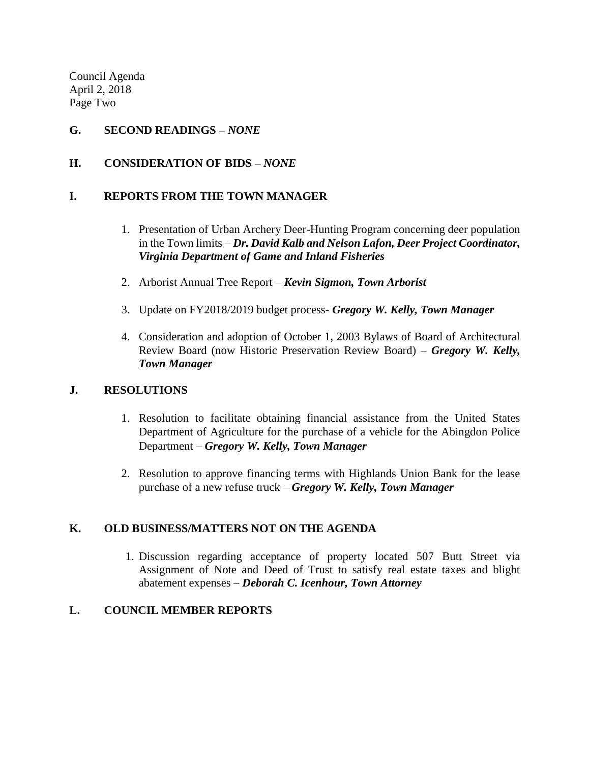Council Agenda
April 2, 2018
Page Two

**G. SECOND READINGS –** ***NONE***

**H. CONSIDERATION OF BIDS –** ***NONE***

**I. REPORTS FROM THE TOWN MANAGER**

1. Presentation of Urban Archery Deer-Hunting Program concerning deer population in the Town limits – ***Dr. David Kalb and Nelson Lafon, Deer Project Coordinator, Virginia Department of Game and Inland Fisheries***

2. Arborist Annual Tree Report – ***Kevin Sigmon, Town Arborist***

3. Update on FY2018/2019 budget process- ***Gregory W. Kelly, Town Manager***

4. Consideration and adoption of October 1, 2003 Bylaws of Board of Architectural Review Board (now Historic Preservation Review Board) – ***Gregory W. Kelly, Town Manager***

**J. RESOLUTIONS**

1. Resolution to facilitate obtaining financial assistance from the United States Department of Agriculture for the purchase of a vehicle for the Abingdon Police Department – ***Gregory W. Kelly, Town Manager***

2. Resolution to approve financing terms with Highlands Union Bank for the lease purchase of a new refuse truck – ***Gregory W. Kelly, Town Manager***

**K. OLD BUSINESS/MATTERS NOT ON THE AGENDA**

1. Discussion regarding acceptance of property located 507 Butt Street via Assignment of Note and Deed of Trust to satisfy real estate taxes and blight abatement expenses – ***Deborah C. Icenhour, Town Attorney***

**L. COUNCIL MEMBER REPORTS**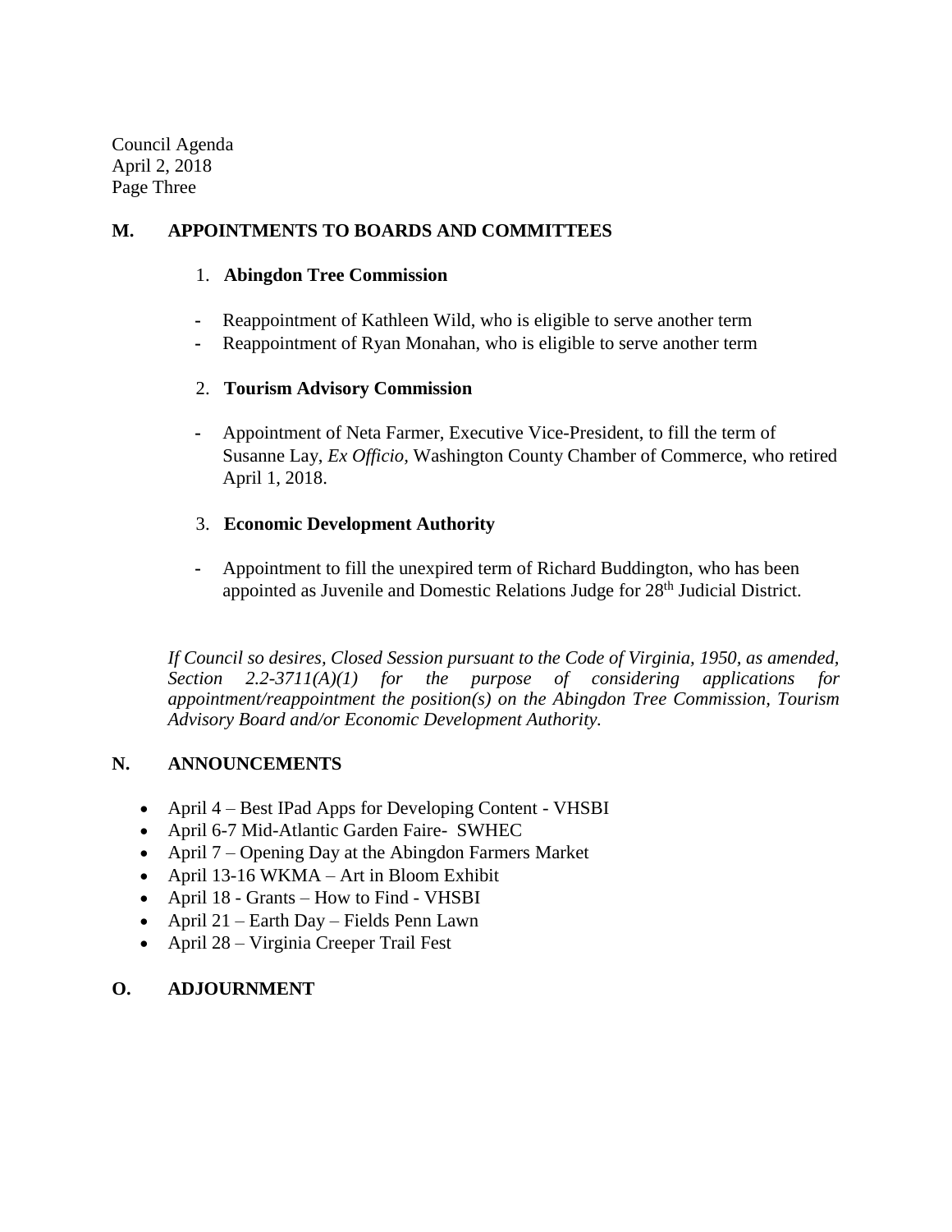## M. APPOINTMENTS TO BOARDS AND COMMITTEES

1. **Abingdon Tree Commission**

- Reappointment of Kathleen Wild, who is eligible to serve another term
- Reappointment of Ryan Monahan, who is eligible to serve another term

2. **Tourism Advisory Commission**

- Appointment of Neta Farmer, Executive Vice-President, to fill the term of Susanne Lay, *Ex Officio,* Washington County Chamber of Commerce, who retired April 1, 2018.

3. **Economic Development Authority**

- Appointment to fill the unexpired term of Richard Buddington, who has been appointed as Juvenile and Domestic Relations Judge for 28th Judicial District.

*If Council so desires, Closed Session pursuant to the Code of Virginia, 1950, as amended, Section 2.2-3711(A)(1) for the purpose of considering applications for appointment/reappointment the position(s) on the Abingdon Tree Commission, Tourism Advisory Board and/or Economic Development Authority.*

## N. ANNOUNCEMENTS

- April 4 – Best IPad Apps for Developing Content - VHSBI
- April 6-7 Mid-Atlantic Garden Faire- SWHEC
- April 7 – Opening Day at the Abingdon Farmers Market
- April 13-16 WKMA – Art in Bloom Exhibit
- April 18 - Grants – How to Find - VHSBI
- April 21 – Earth Day – Fields Penn Lawn
- April 28 – Virginia Creeper Trail Fest

## O. ADJOURNMENT